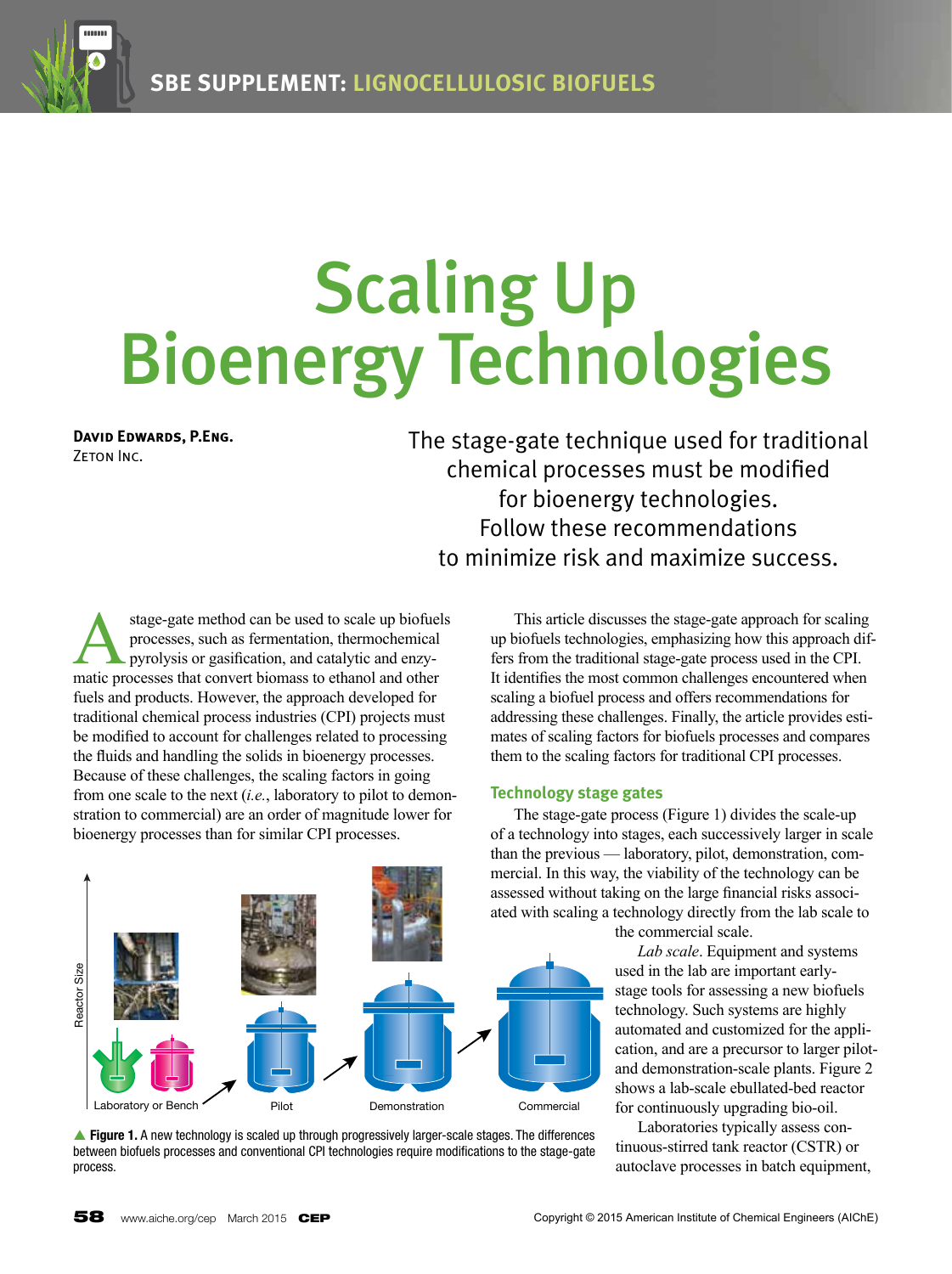# Scaling Up Bioenergy Technologies

**David Edwards, P.Eng.**
Zeton Inc.

The stage-gate technique used for traditional chemical processes must be modified for bioenergy technologies. Follow these recommendations to minimize risk and maximize success.

A stage-gate method can be used to scale up biofuels processes, such as fermentation, thermochemical pyrolysis or gasification, and catalytic and enzymatic processes that convert biomass to ethanol and other fuels and products. However, the approach developed for traditional chemical process industries (CPI) projects must be modified to account for challenges related to processing the fluids and handling the solids in bioenergy processes. Because of these challenges, the scaling factors in going from one scale to the next (*i.e.*, laboratory to pilot to demonstration to commercial) are an order of magnitude lower for bioenergy processes than for similar CPI processes.

Reactor Size

Laboratory or Bench

Pilot

Demonstration

Commercial

▲ **Figure 1.** A new technology is scaled up through progressively larger-scale stages. The differences between biofuels processes and conventional CPI technologies require modifications to the stage-gate process.

This article discusses the stage-gate approach for scaling up biofuels technologies, emphasizing how this approach differs from the traditional stage-gate process used in the CPI. It identifies the most common challenges encountered when scaling a biofuel process and offers recommendations for addressing these challenges. Finally, the article provides estimates of scaling factors for biofuels processes and compares them to the scaling factors for traditional CPI processes.

## Technology stage gates

The stage-gate process (Figure 1) divides the scale-up of a technology into stages, each successively larger in scale than the previous — laboratory, pilot, demonstration, commercial. In this way, the viability of the technology can be assessed without taking on the large financial risks associated with scaling a technology directly from the lab scale to the commercial scale.

*Lab scale*. Equipment and systems used in the lab are important early-stage tools for assessing a new biofuels technology. Such systems are highly automated and customized for the application, and are a precursor to larger pilot- and demonstration-scale plants. Figure 2 shows a lab-scale ebullated-bed reactor for continuously upgrading bio-oil.

Laboratories typically assess continuous-stirred tank reactor (CSTR) or autoclave processes in batch equipment,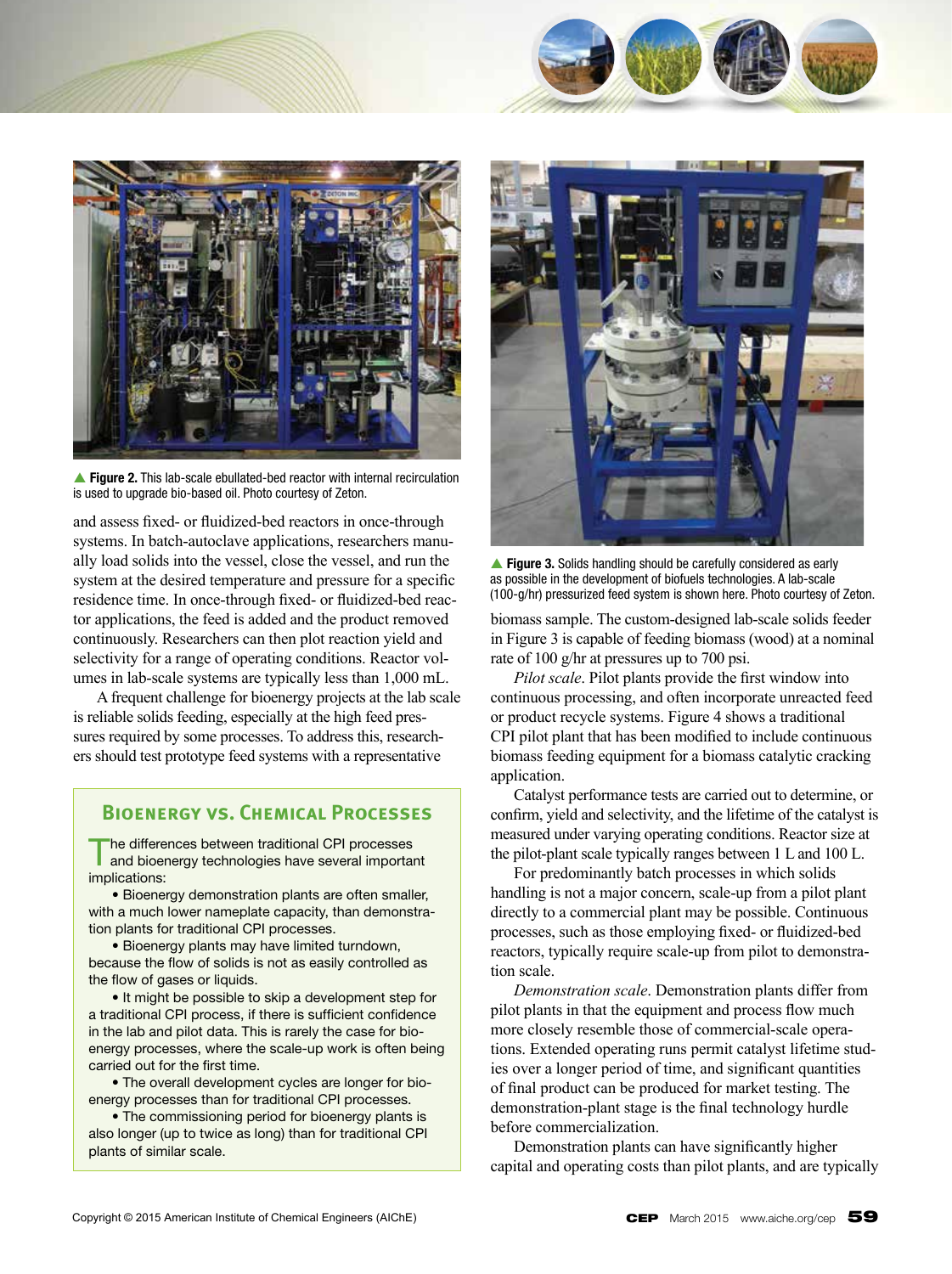▲ **Figure 2.** This lab-scale ebullated-bed reactor with internal recirculation is used to upgrade bio-based oil. Photo courtesy of Zeton.

and assess fixed- or fluidized-bed reactors in once-through systems. In batch-autoclave applications, researchers manually load solids into the vessel, close the vessel, and run the system at the desired temperature and pressure for a specific residence time. In once-through fixed- or fluidized-bed reactor applications, the feed is added and the product removed continuously. Researchers can then plot reaction yield and selectivity for a range of operating conditions. Reactor volumes in lab-scale systems are typically less than 1,000 mL.

A frequent challenge for bioenergy projects at the lab scale is reliable solids feeding, especially at the high feed pressures required by some processes. To address this, researchers should test prototype feed systems with a representative biomass sample. The custom-designed lab-scale solids feeder in Figure 3 is capable of feeding biomass (wood) at a nominal rate of 100 g/hr at pressures up to 700 psi.

## Bioenergy vs. Chemical Processes

The differences between traditional CPI processes and bioenergy technologies have several important implications:

- Bioenergy demonstration plants are often smaller, with a much lower nameplate capacity, than demonstration plants for traditional CPI processes.
- Bioenergy plants may have limited turndown, because the flow of solids is not as easily controlled as the flow of gases or liquids.
- It might be possible to skip a development step for a traditional CPI process, if there is sufficient confidence in the lab and pilot data. This is rarely the case for bioenergy processes, where the scale-up work is often being carried out for the first time.
- The overall development cycles are longer for bioenergy processes than for traditional CPI processes.
- The commissioning period for bioenergy plants is also longer (up to twice as long) than for traditional CPI plants of similar scale.

▲ **Figure 3.** Solids handling should be carefully considered as early as possible in the development of biofuels technologies. A lab-scale (100-g/hr) pressurized feed system is shown here. Photo courtesy of Zeton.

*Pilot scale*. Pilot plants provide the first window into continuous processing, and often incorporate unreacted feed or product recycle systems. Figure 4 shows a traditional CPI pilot plant that has been modified to include continuous biomass feeding equipment for a biomass catalytic cracking application.

Catalyst performance tests are carried out to determine, or confirm, yield and selectivity, and the lifetime of the catalyst is measured under varying operating conditions. Reactor size at the pilot-plant scale typically ranges between 1 L and 100 L.

For predominantly batch processes in which solids handling is not a major concern, scale-up from a pilot plant directly to a commercial plant may be possible. Continuous processes, such as those employing fixed- or fluidized-bed reactors, typically require scale-up from pilot to demonstration scale.

*Demonstration scale*. Demonstration plants differ from pilot plants in that the equipment and process flow much more closely resemble those of commercial-scale operations. Extended operating runs permit catalyst lifetime studies over a longer period of time, and significant quantities of final product can be produced for market testing. The demonstration-plant stage is the final technology hurdle before commercialization.

Demonstration plants can have significantly higher capital and operating costs than pilot plants, and are typically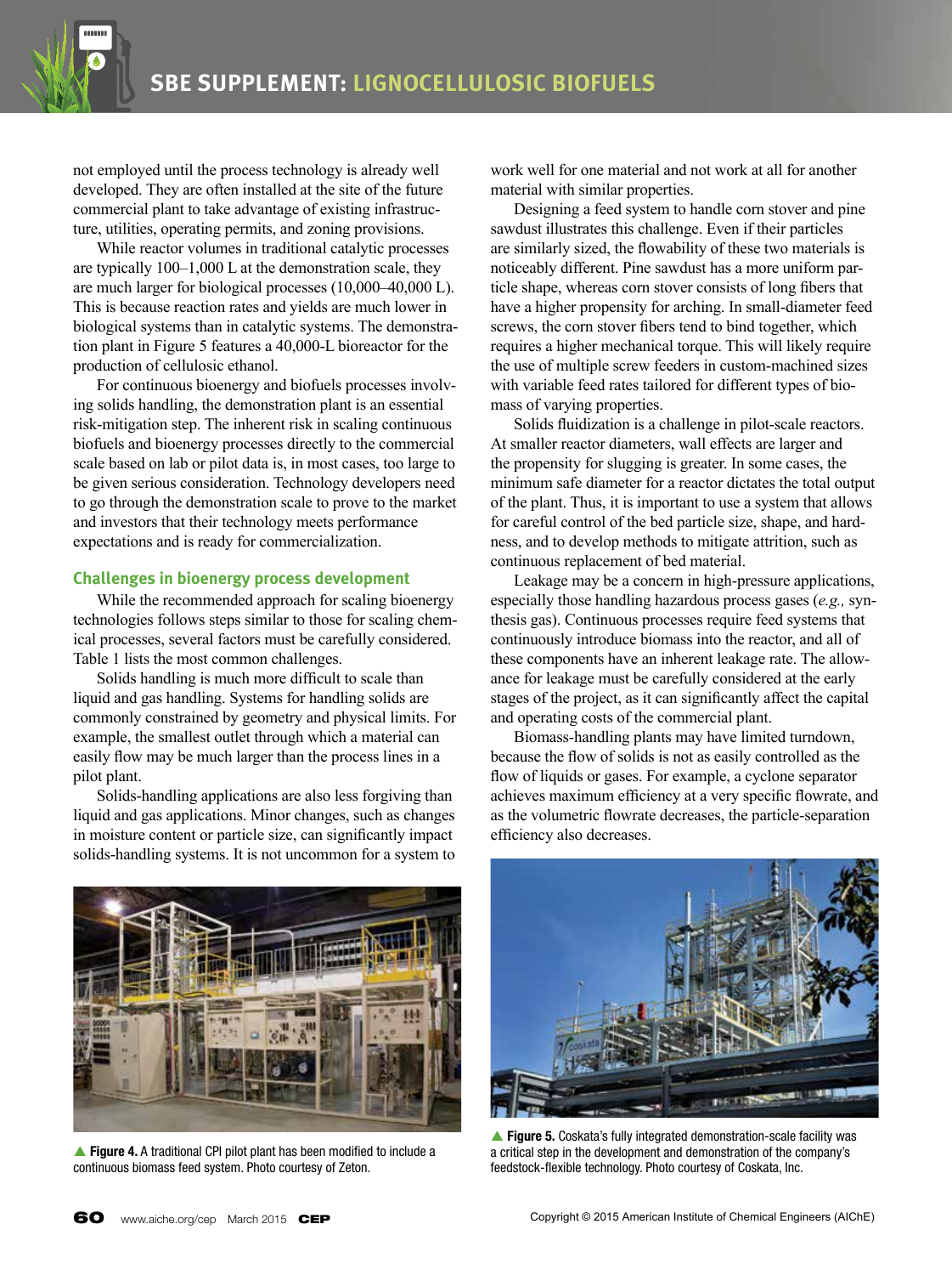not employed until the process technology is already well developed. They are often installed at the site of the future commercial plant to take advantage of existing infrastructure, utilities, operating permits, and zoning provisions.

While reactor volumes in traditional catalytic processes are typically 100–1,000 L at the demonstration scale, they are much larger for biological processes (10,000–40,000 L). This is because reaction rates and yields are much lower in biological systems than in catalytic systems. The demonstration plant in Figure 5 features a 40,000-L bioreactor for the production of cellulosic ethanol.

For continuous bioenergy and biofuels processes involving solids handling, the demonstration plant is an essential risk-mitigation step. The inherent risk in scaling continuous biofuels and bioenergy processes directly to the commercial scale based on lab or pilot data is, in most cases, too large to be given serious consideration. Technology developers need to go through the demonstration scale to prove to the market and investors that their technology meets performance expectations and is ready for commercialization.

## Challenges in bioenergy process development

While the recommended approach for scaling bioenergy technologies follows steps similar to those for scaling chemical processes, several factors must be carefully considered. Table 1 lists the most common challenges.

Solids handling is much more difficult to scale than liquid and gas handling. Systems for handling solids are commonly constrained by geometry and physical limits. For example, the smallest outlet through which a material can easily flow may be much larger than the process lines in a pilot plant.

Solids-handling applications are also less forgiving than liquid and gas applications. Minor changes, such as changes in moisture content or particle size, can significantly impact solids-handling systems. It is not uncommon for a system to work well for one material and not work at all for another material with similar properties.

Designing a feed system to handle corn stover and pine sawdust illustrates this challenge. Even if their particles are similarly sized, the flowability of these two materials is noticeably different. Pine sawdust has a more uniform particle shape, whereas corn stover consists of long fibers that have a higher propensity for arching. In small-diameter feed screws, the corn stover fibers tend to bind together, which requires a higher mechanical torque. This will likely require the use of multiple screw feeders in custom-machined sizes with variable feed rates tailored for different types of biomass of varying properties.

Solids fluidization is a challenge in pilot-scale reactors. At smaller reactor diameters, wall effects are larger and the propensity for slugging is greater. In some cases, the minimum safe diameter for a reactor dictates the total output of the plant. Thus, it is important to use a system that allows for careful control of the bed particle size, shape, and hardness, and to develop methods to mitigate attrition, such as continuous replacement of bed material.

Leakage may be a concern in high-pressure applications, especially those handling hazardous process gases (*e.g.,* synthesis gas). Continuous processes require feed systems that continuously introduce biomass into the reactor, and all of these components have an inherent leakage rate. The allowance for leakage must be carefully considered at the early stages of the project, as it can significantly affect the capital and operating costs of the commercial plant.

Biomass-handling plants may have limited turndown, because the flow of solids is not as easily controlled as the flow of liquids or gases. For example, a cyclone separator achieves maximum efficiency at a very specific flowrate, and as the volumetric flowrate decreases, the particle-separation efficiency also decreases.

▲ **Figure 4.** A traditional CPI pilot plant has been modified to include a continuous biomass feed system. Photo courtesy of Zeton.

▲ **Figure 5.** Coskata's fully integrated demonstration-scale facility was a critical step in the development and demonstration of the company's feedstock-flexible technology. Photo courtesy of Coskata, Inc.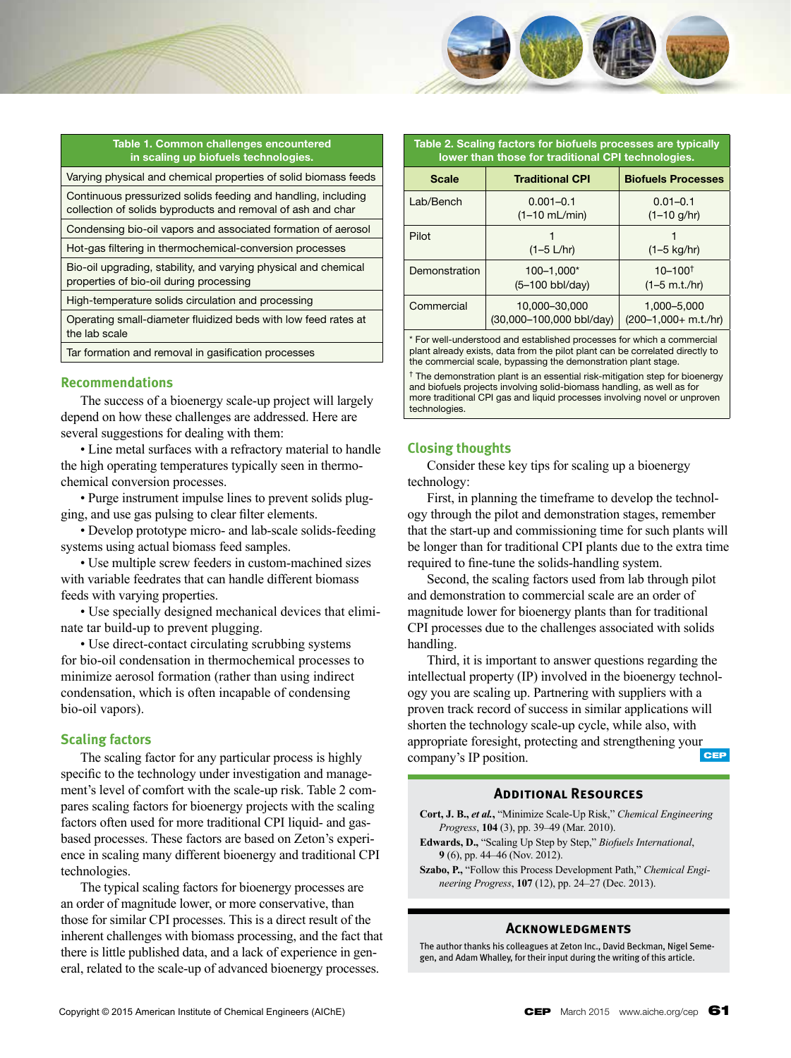**Table 1. Common challenges encountered in scaling up biofuels technologies.**

| |
|---|
| Varying physical and chemical properties of solid biomass feeds |
| Continuous pressurized solids feeding and handling, including collection of solids byproducts and removal of ash and char |
| Condensing bio-oil vapors and associated formation of aerosol |
| Hot-gas filtering in thermochemical-conversion processes |
| Bio-oil upgrading, stability, and varying physical and chemical properties of bio-oil during processing |
| High-temperature solids circulation and processing |
| Operating small-diameter fluidized beds with low feed rates at the lab scale |
| Tar formation and removal in gasification processes |

## Recommendations

The success of a bioenergy scale-up project will largely depend on how these challenges are addressed. Here are several suggestions for dealing with them:

- Line metal surfaces with a refractory material to handle the high operating temperatures typically seen in thermochemical conversion processes.
- Purge instrument impulse lines to prevent solids plugging, and use gas pulsing to clear filter elements.
- Develop prototype micro- and lab-scale solids-feeding systems using actual biomass feed samples.
- Use multiple screw feeders in custom-machined sizes with variable feedrates that can handle different biomass feeds with varying properties.
- Use specially designed mechanical devices that eliminate tar build-up to prevent plugging.
- Use direct-contact circulating scrubbing systems for bio-oil condensation in thermochemical processes to minimize aerosol formation (rather than using indirect condensation, which is often incapable of condensing bio-oil vapors).

## Scaling factors

The scaling factor for any particular process is highly specific to the technology under investigation and management's level of comfort with the scale-up risk. Table 2 compares scaling factors for bioenergy projects with the scaling factors often used for more traditional CPI liquid- and gas-based processes. These factors are based on Zeton's experience in scaling many different bioenergy and traditional CPI technologies.

The typical scaling factors for bioenergy processes are an order of magnitude lower, or more conservative, than those for similar CPI processes. This is a direct result of the inherent challenges with biomass processing, and the fact that there is little published data, and a lack of experience in general, related to the scale-up of advanced bioenergy processes.

**Table 2. Scaling factors for biofuels processes are typically lower than those for traditional CPI technologies.**

| Scale | Traditional CPI | Biofuels Processes |
|---|---|---|
| Lab/Bench | 0.001–0.1 (1–10 mL/min) | 0.01–0.1 (1–10 g/hr) |
| Pilot | 1 (1–5 L/hr) | 1 (1–5 kg/hr) |
| Demonstration | 100–1,000* (5–100 bbl/day) | 10–100† (1–5 m.t./hr) |
| Commercial | 10,000–30,000 (30,000–100,000 bbl/day) | 1,000–5,000 (200–1,000+ m.t./hr) |

\* For well-understood and established processes for which a commercial plant already exists, data from the pilot plant can be correlated directly to the commercial scale, bypassing the demonstration plant stage.

† The demonstration plant is an essential risk-mitigation step for bioenergy and biofuels projects involving solid-biomass handling, as well as for more traditional CPI gas and liquid processes involving novel or unproven technologies.

## Closing thoughts

Consider these key tips for scaling up a bioenergy technology:

First, in planning the timeframe to develop the technology through the pilot and demonstration stages, remember that the start-up and commissioning time for such plants will be longer than for traditional CPI plants due to the extra time required to fine-tune the solids-handling system.

Second, the scaling factors used from lab through pilot and demonstration to commercial scale are an order of magnitude lower for bioenergy plants than for traditional CPI processes due to the challenges associated with solids handling.

Third, it is important to answer questions regarding the intellectual property (IP) involved in the bioenergy technology you are scaling up. Partnering with suppliers with a proven track record of success in similar applications will shorten the technology scale-up cycle, while also, with appropriate foresight, protecting and strengthening your company's IP position.

## Additional Resources

**Cort, J. B., *et al.*,** "Minimize Scale-Up Risk," *Chemical Engineering Progress*, **104** (3), pp. 39–49 (Mar. 2010).

**Edwards, D.,** "Scaling Up Step by Step," *Biofuels International*, **9** (6), pp. 44–46 (Nov. 2012).

**Szabo, P.,** "Follow this Process Development Path," *Chemical Engineering Progress*, **107** (12), pp. 24–27 (Dec. 2013).

## Acknowledgments

The author thanks his colleagues at Zeton Inc., David Beckman, Nigel Semegen, and Adam Whalley, for their input during the writing of this article.

Copyright © 2015 American Institute of Chemical Engineers (AIChE)